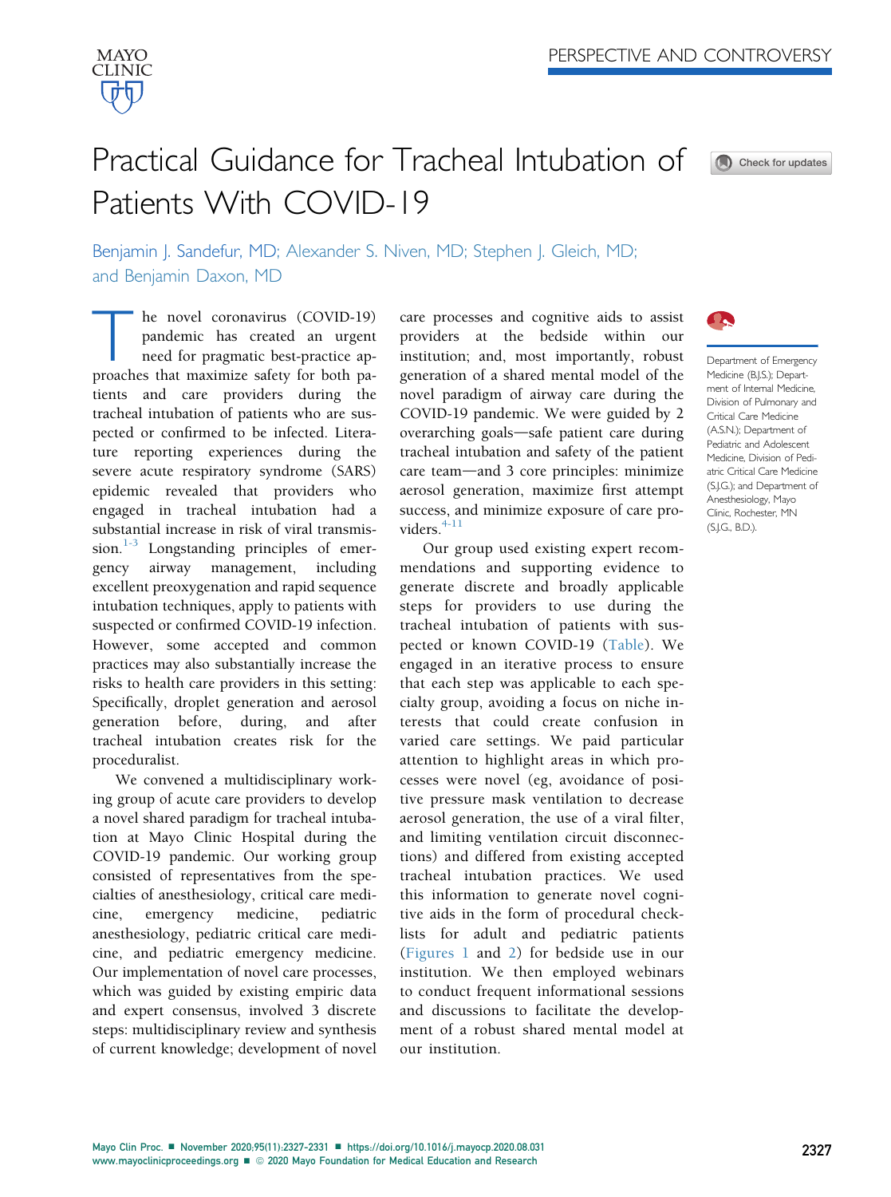PERSPECTIVE AND CONTROVERSY

# Practical Guidance for Tracheal Intubation of Patients With COVID-19

Benjamin J. Sandefur, MD; Alexander S. Niven, MD; Stephen J. Gleich, MD; and Benjamin Daxon, MD

The novel coronavirus (COVID-19) pandemic has created an urgent need for pragmatic best-practice approaches that maximize safety for both patients and care providers during the tracheal intubation of patients who are suspected or confirmed to be infected. Literature reporting experiences during the severe acute respiratory syndrome (SARS) epidemic revealed that providers who engaged in tracheal intubation had a substantial increase in risk of viral transmission.[1-3] Longstanding principles of emergency airway management, including excellent preoxygenation and rapid sequence intubation techniques, apply to patients with suspected or confirmed COVID-19 infection. However, some accepted and common practices may also substantially increase the risks to health care providers in this setting: Specifically, droplet generation and aerosol generation before, during, and after tracheal intubation creates risk for the proceduralist.

We convened a multidisciplinary working group of acute care providers to develop a novel shared paradigm for tracheal intubation at Mayo Clinic Hospital during the COVID-19 pandemic. Our working group consisted of representatives from the specialties of anesthesiology, critical care medicine, emergency medicine, pediatric anesthesiology, pediatric critical care medicine, and pediatric emergency medicine. Our implementation of novel care processes, which was guided by existing empiric data and expert consensus, involved 3 discrete steps: multidisciplinary review and synthesis of current knowledge; development of novel care processes and cognitive aids to assist providers at the bedside within our institution; and, most importantly, robust generation of a shared mental model of the novel paradigm of airway care during the COVID-19 pandemic. We were guided by 2 overarching goals—safe patient care during tracheal intubation and safety of the patient care team—and 3 core principles: minimize aerosol generation, maximize first attempt success, and minimize exposure of care providers.[4-11]

Our group used existing expert recommendations and supporting evidence to generate discrete and broadly applicable steps for providers to use during the tracheal intubation of patients with suspected or known COVID-19 (Table). We engaged in an iterative process to ensure that each step was applicable to each specialty group, avoiding a focus on niche interests that could create confusion in varied care settings. We paid particular attention to highlight areas in which processes were novel (eg, avoidance of positive pressure mask ventilation to decrease aerosol generation, the use of a viral filter, and limiting ventilation circuit disconnections) and differed from existing accepted tracheal intubation practices. We used this information to generate novel cognitive aids in the form of procedural checklists for adult and pediatric patients (Figures 1 and 2) for bedside use in our institution. We then employed webinars to conduct frequent informational sessions and discussions to facilitate the development of a robust shared mental model at our institution.

Department of Emergency Medicine (B.J.S.); Department of Internal Medicine, Division of Pulmonary and Critical Care Medicine (A.S.N.); Department of Pediatric and Adolescent Medicine, Division of Pediatric Critical Care Medicine (S.J.G.); and Department of Anesthesiology, Mayo Clinic, Rochester, MN (S.J.G., B.D.).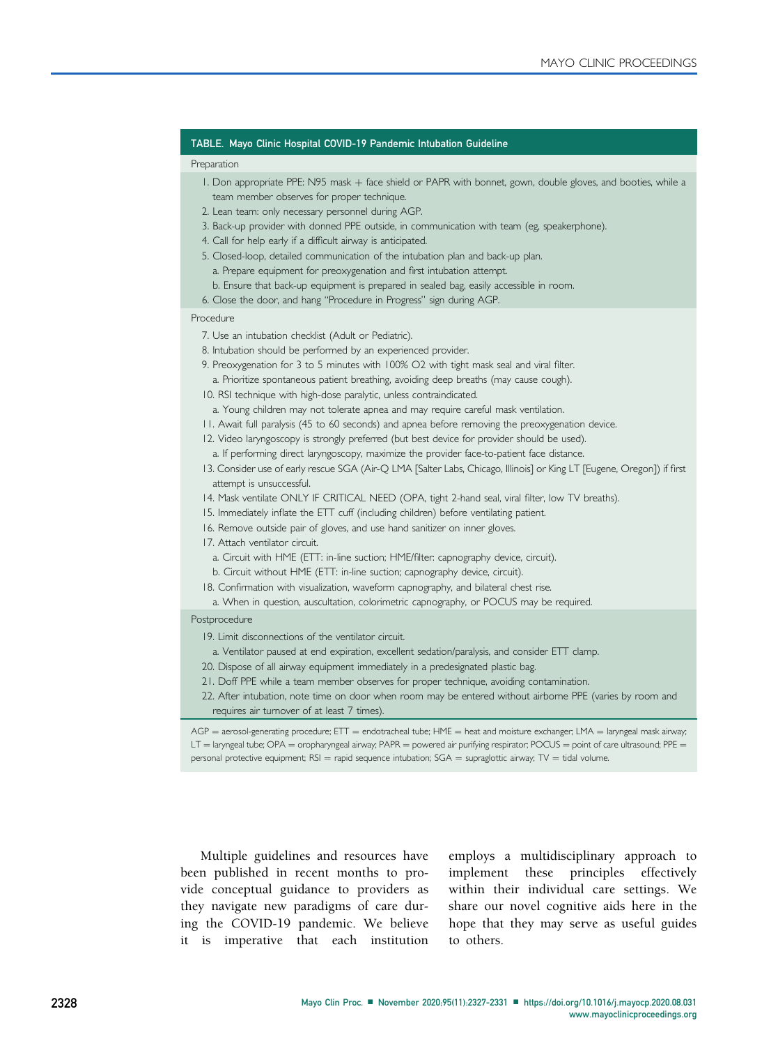**TABLE. Mayo Clinic Hospital COVID-19 Pandemic Intubation Guideline**

| Preparation |
|---|
| 1. Don appropriate PPE: N95 mask + face shield or PAPR with bonnet, gown, double gloves, and booties, while a team member observes for proper technique. |
| 2. Lean team: only necessary personnel during AGP. |
| 3. Back-up provider with donned PPE outside, in communication with team (eg, speakerphone). |
| 4. Call for help early if a difficult airway is anticipated. |
| 5. Closed-loop, detailed communication of the intubation plan and back-up plan. |
| a. Prepare equipment for preoxygenation and first intubation attempt. |
| b. Ensure that back-up equipment is prepared in sealed bag, easily accessible in room. |
| 6. Close the door, and hang "Procedure in Progress" sign during AGP. |
| **Procedure** |
| 7. Use an intubation checklist (Adult or Pediatric). |
| 8. Intubation should be performed by an experienced provider. |
| 9. Preoxygenation for 3 to 5 minutes with 100% O2 with tight mask seal and viral filter. |
| a. Prioritize spontaneous patient breathing, avoiding deep breaths (may cause cough). |
| 10. RSI technique with high-dose paralytic, unless contraindicated. |
| a. Young children may not tolerate apnea and may require careful mask ventilation. |
| 11. Await full paralysis (45 to 60 seconds) and apnea before removing the preoxygenation device. |
| 12. Video laryngoscopy is strongly preferred (but best device for provider should be used). |
| a. If performing direct laryngoscopy, maximize the provider face-to-patient face distance. |
| 13. Consider use of early rescue SGA (Air-Q LMA [Salter Labs, Chicago, Illinois] or King LT [Eugene, Oregon]) if first attempt is unsuccessful. |
| 14. Mask ventilate ONLY IF CRITICAL NEED (OPA, tight 2-hand seal, viral filter, low TV breaths). |
| 15. Immediately inflate the ETT cuff (including children) before ventilating patient. |
| 16. Remove outside pair of gloves, and use hand sanitizer on inner gloves. |
| 17. Attach ventilator circuit. |
| a. Circuit with HME (ETT: in-line suction; HME/filter: capnography device, circuit). |
| b. Circuit without HME (ETT: in-line suction; capnography device, circuit). |
| 18. Confirmation with visualization, waveform capnography, and bilateral chest rise. |
| a. When in question, auscultation, colorimetric capnography, or POCUS may be required. |
| **Postprocedure** |
| 19. Limit disconnections of the ventilator circuit. |
| a. Ventilator paused at end expiration, excellent sedation/paralysis, and consider ETT clamp. |
| 20. Dispose of all airway equipment immediately in a predesignated plastic bag. |
| 21. Doff PPE while a team member observes for proper technique, avoiding contamination. |
| 22. After intubation, note time on door when room may be entered without airborne PPE (varies by room and requires air turnover of at least 7 times). |

AGP = aerosol-generating procedure; ETT = endotracheal tube; HME = heat and moisture exchanger; LMA = laryngeal mask airway; LT = laryngeal tube; OPA = oropharyngeal airway; PAPR = powered air purifying respirator; POCUS = point of care ultrasound; PPE = personal protective equipment; RSI = rapid sequence intubation; SGA = supraglottic airway; TV = tidal volume.

Multiple guidelines and resources have been published in recent months to provide conceptual guidance to providers as they navigate new paradigms of care during the COVID-19 pandemic. We believe it is imperative that each institution employs a multidisciplinary approach to implement these principles effectively within their individual care settings. We share our novel cognitive aids here in the hope that they may serve as useful guides to others.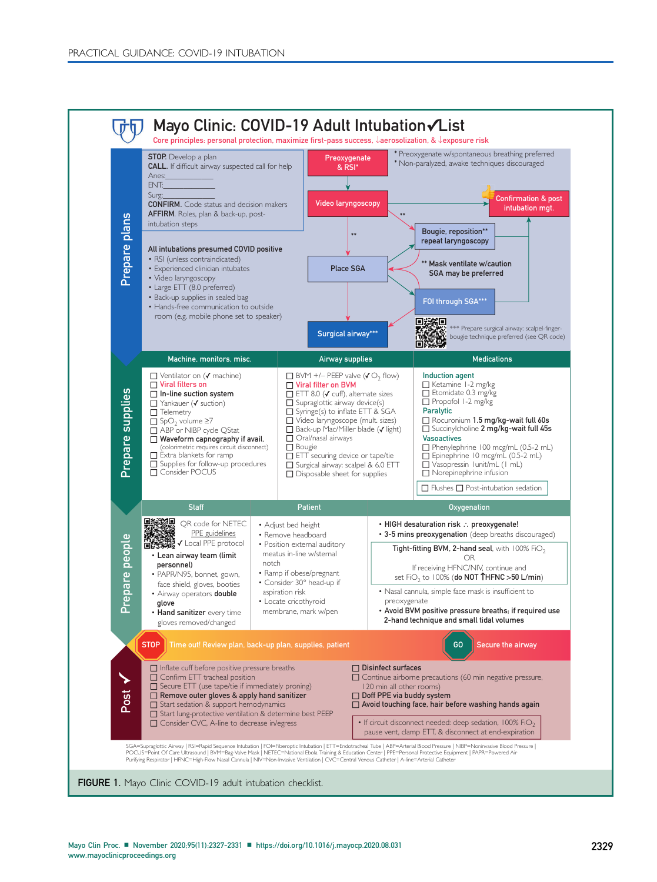# Mayo Clinic: COVID-19 Adult Intubation✓List

Core principles: personal protection, maximize first-pass success, ↓aerosolization, & ↓exposure risk

## Prepare plans

**STOP.** Develop a plan
**CALL.** If difficult airway suspected call for help
Anes:____________
ENT:____________
Surg:____________
**CONFIRM.** Code status and decision makers
**AFFIRM.** Roles, plan & back-up, post-intubation steps

**All intubations presumed COVID positive**

- RSI (unless contraindicated)
- Experienced clinician intubates
- Video laryngoscopy
- Large ETT (8.0 preferred)
- Back-up supplies in sealed bag
- Hands-free communication to outside room (e.g. mobile phone set to speaker)

Preoxygenate & RSI* → Video laryngoscopy → Confirmation & post intubation mgt.

Video laryngoscopy → ** → Bougie, reposition** repeat laryngoscopy

Video laryngoscopy → ** → Place SGA → FOI through SGA*** / Surgical airway***

* Preoxygenate w/spontaneous breathing preferred
* Non-paralyzed, awake techniques discouraged

** Mask ventilate w/caution SGA may be preferred

*** Prepare surgical airway: scalpel-finger-bougie technique preferred (see QR code)

## Prepare supplies

| Machine, monitors, misc. | Airway supplies | Medications |
|---|---|---|
| ☐ Ventilator on (✓ machine)<br>☐ **Viral filters on**<br>☐ **In-line suction system**<br>☐ Yankauer (✓ suction)<br>☐ Telemetry<br>☐ $SpO_2$ volume ≥7<br>☐ ABP or NIBP cycle QStat<br>☐ **Waveform capnography if avail.** (colorimetric requires circuit disconnect)<br>☐ Extra blankets for ramp<br>☐ Supplies for follow-up procedures<br>☐ Consider POCUS | ☐ BVM +/− PEEP valve (✓ $O_2$ flow)<br>☐ **Viral filter on BVM**<br>☐ ETT 8.0 (✓ cuff), alternate sizes<br>☐ Supraglottic airway device(s)<br>☐ Syringe(s) to inflate ETT & SGA<br>☐ Video laryngoscope (mult. sizes)<br>☐ Back-up Mac/Miller blade (✓ light)<br>☐ Oral/nasal airways<br>☐ Bougie<br>☐ ETT securing device or tape/tie<br>☐ Surgical airway: scalpel & 6.0 ETT<br>☐ Disposable sheet for supplies | **Induction agent**<br>☐ Ketamine 1-2 mg/kg<br>☐ Etomidate 0.3 mg/kg<br>☐ Propofol 1-2 mg/kg<br>**Paralytic**<br>☐ Rocuronium **1.5 mg/kg-wait full 60s**<br>☐ Succinylcholine **2 mg/kg-wait full 45s**<br>**Vasoactives**<br>☐ Phenylephrine 100 mcg/mL (0.5-2 mL)<br>☐ Epinephrine 10 mcg/mL (0.5-2 mL)<br>☐ Vasopressin 1unit/mL (1 mL)<br>☐ Norepinephrine infusion<br>☐ Flushes ☐ Post-intubation sedation |

## Prepare people

| Staff | Patient | Oxygenation |
|---|---|---|
| QR code for NETEC PPE guidelines<br>✓ Local PPE protocol<br>• **Lean airway team (limit personnel)**<br>• PAPR/N95, bonnet, gown, face shield, gloves, booties<br>• Airway operators **double glove**<br>• **Hand sanitizer** every time gloves removed/changed | • Adjust bed height<br>• Remove headboard<br>• Position external auditory meatus in-line w/sternal notch<br>• Ramp if obese/pregnant<br>• Consider 30° head-up if aspiration risk<br>• Locate cricothyroid membrane, mark w/pen | • **HIGH desaturation risk ∴ preoxygenate!**<br>• **3-5 mins preoxygenation** (deep breaths discouraged)<br>**Tight-fitting BVM, 2-hand seal**, with 100% $FiO_2$ OR If receiving HFNC/NIV, continue and set $FiO_2$ to 100% (**do NOT ↑HFNC >50 L/min**)<br>• Nasal cannula, simple face mask is insufficient to preoxygenate<br>• **Avoid BVM positive pressure breaths; if required use 2-hand technique and small tidal volumes** |

**STOP** Time out! Review plan, back-up plan, supplies, patient

**GO** Secure the airway

## Post ✓

- ☐ Inflate cuff before positive pressure breaths
- ☐ Confirm ETT tracheal position
- ☐ Secure ETT (use tape/tie if immediately proning)
- ☐ **Remove outer gloves & apply hand sanitizer**
- ☐ Start sedation & support hemodynamics
- ☐ Start lung-protective ventilation & determine best PEEP
- ☐ Consider CVC, A-line to decrease in/egress
- ☐ **Disinfect surfaces**
- ☐ Continue airborne precautions (60 min negative pressure, 120 min all other rooms)
- ☐ **Doff PPE via buddy system**
- ☐ **Avoid touching face, hair before washing hands again**

• If circuit disconnect needed: deep sedation, 100% $FiO_2$, pause vent, clamp ETT, & disconnect at end-expiration

SGA=Supraglottic Airway | RSI=Rapid Sequence Intubation | FOI=Fiberoptic Intubation | ETT=Endotracheal Tube | ABP=Arterial Blood Pressure | NIBP=Noninvasive Blood Pressure | POCUS=Point Of Care Ultrasound | BVM=Bag-Valve Mask | NETEC=National Ebola Training & Education Center | PPE=Personal Protective Equipment | PAPR=Powered Air Purifying Respirator | HFNC=High-Flow Nasal Cannula | NIV=Non-Invasive Ventilation | CVC=Central Venous Catheter | A-line=Arterial Catheter

**FIGURE 1.** Mayo Clinic COVID-19 adult intubation checklist.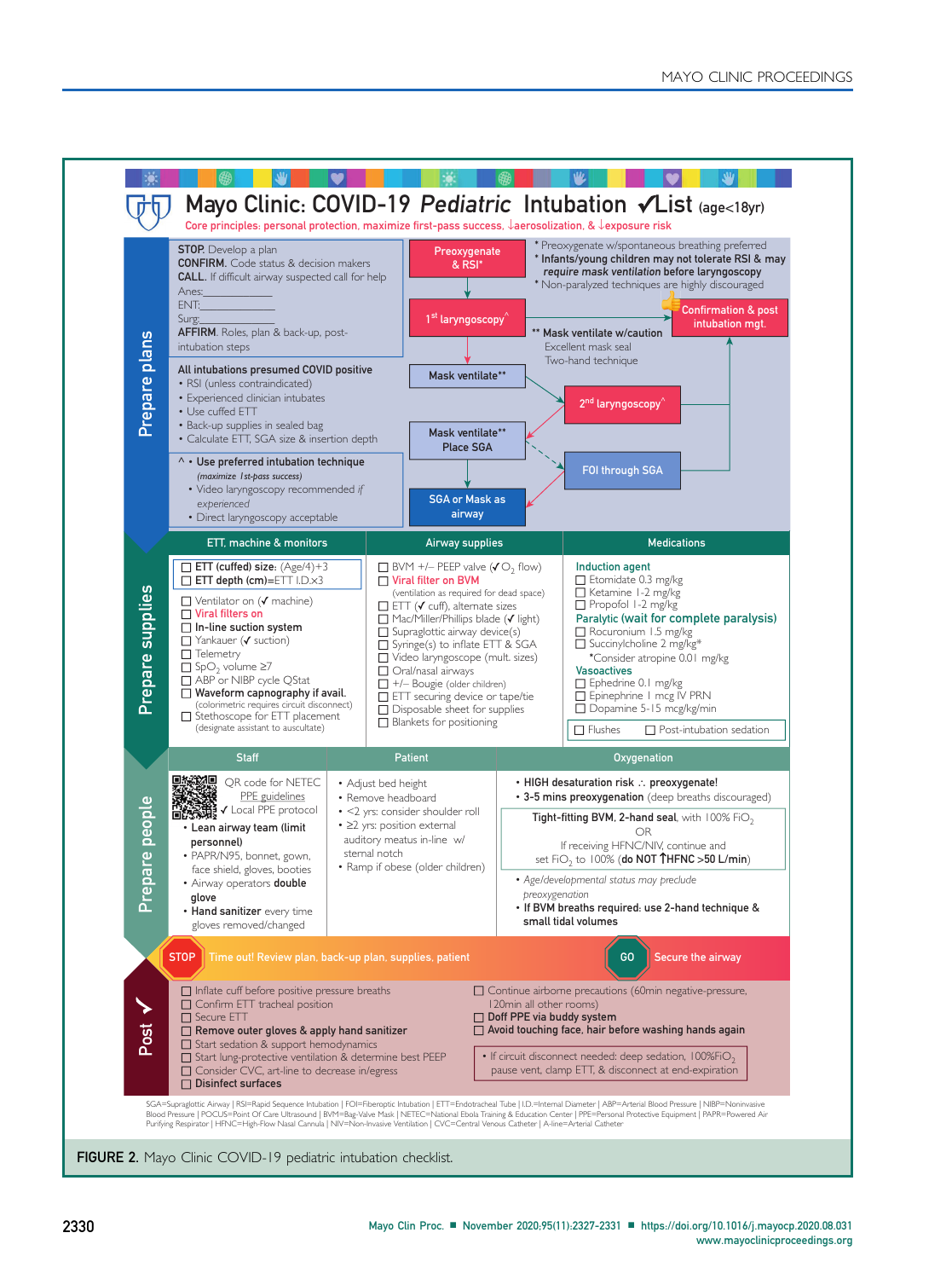# Mayo Clinic: COVID-19 *Pediatric* Intubation ✓List (age<18yr)

Core principles: personal protection, maximize first-pass success, ↓aerosolization, & ↓exposure risk

## Prepare plans

**STOP.** Develop a plan
**CONFIRM.** Code status & decision makers
**CALL.** If difficult airway suspected call for help
Anes:\_\_\_\_\_\_\_\_\_\_\_\_
ENT:\_\_\_\_\_\_\_\_\_\_\_\_
Surg:\_\_\_\_\_\_\_\_\_\_\_\_
**AFFIRM.** Roles, plan & back-up, post-intubation steps

**All intubations presumed COVID positive**
- RSI (unless contraindicated)
- Experienced clinician intubates
- Use cuffed ETT
- Back-up supplies in sealed bag
- Calculate ETT, SGA size & insertion depth

^ • **Use preferred intubation technique** *(maximize 1st-pass success)*
- Video laryngoscopy recommended *if experienced*
- Direct laryngoscopy acceptable

Flow: Preoxygenate & RSI* → 1st laryngoscopy^ → Confirmation & post intubation mgt.
1st laryngoscopy^ → Mask ventilate** → 2nd laryngoscopy^ → Confirmation & post intubation mgt.
2nd laryngoscopy^ → Mask ventilate** Place SGA → FOI through SGA → Confirmation & post intubation mgt.
Mask ventilate** Place SGA → SGA or Mask as airway

\* Preoxygenate w/spontaneous breathing preferred
\* **Infants/young children may not tolerate RSI & may *require mask ventilation* before laryngoscopy**
\* Non-paralyzed techniques are highly discouraged

\*\* **Mask ventilate w/caution**
Excellent mask seal
Two-hand technique

## Prepare supplies

### ETT, machine & monitors
- ☐ **ETT (cuffed) size:** (Age/4)+3
- ☐ **ETT depth (cm)**=ETT I.D.×3
- ☐ Ventilator on (✓ machine)
- ☐ Viral filters on
- ☐ **In-line suction system**
- ☐ Yankauer (✓ suction)
- ☐ Telemetry
- ☐ $SpO_2$ volume ≥7
- ☐ ABP or NIBP cycle QStat
- ☐ **Waveform capnography if avail.** (colorimetric requires circuit disconnect)
- ☐ Stethoscope for ETT placement (designate assistant to auscultate)

### Airway supplies
- ☐ BVM +/− PEEP valve (✓ $O_2$ flow)
- ☐ Viral filter on BVM (ventilation as required for dead space)
- ☐ ETT (✓ cuff), alternate sizes
- ☐ Mac/Miller/Phillips blade (✓ light)
- ☐ Supraglottic airway device(s)
- ☐ Syringe(s) to inflate ETT & SGA
- ☐ Video laryngoscope (mult. sizes)
- ☐ Oral/nasal airways
- ☐ +/− Bougie (older children)
- ☐ ETT securing device or tape/tie
- ☐ Disposable sheet for supplies
- ☐ Blankets for positioning

### Medications
**Induction agent**
- ☐ Etomidate 0.3 mg/kg
- ☐ Ketamine 1-2 mg/kg
- ☐ Propofol 1-2 mg/kg

**Paralytic (wait for complete paralysis)**
- ☐ Rocuronium 1.5 mg/kg
- ☐ Succinylcholine 2 mg/kg*
  - *Consider atropine 0.01 mg/kg

**Vasoactives**
- ☐ Ephedrine 0.1 mg/kg
- ☐ Epinephrine 1 mcg IV PRN
- ☐ Dopamine 5-15 mcg/kg/min

☐ Flushes ☐ Post-intubation sedation

## Prepare people

### Staff
QR code for NETEC PPE guidelines
✓ Local PPE protocol
- **Lean airway team (limit personnel)**
- PAPR/N95, bonnet, gown, face shield, gloves, booties
- Airway operators **double glove**
- **Hand sanitizer** every time gloves removed/changed

### Patient
- Adjust bed height
- Remove headboard
- <2 yrs: consider shoulder roll
- ≥2 yrs: position external auditory meatus in-line w/ sternal notch
- Ramp if obese (older children)

### Oxygenation
- **HIGH desaturation risk ∴ preoxygenate!**
- **3-5 mins preoxygenation** (deep breaths discouraged)

**Tight-fitting BVM, 2-hand seal**, with 100% $FiO_2$
OR
If receiving HFNC/NIV, continue and set $FiO_2$ to 100% (**do NOT ↑HFNC >50 L/min**)

- *Age/developmental status may preclude preoxygenation*
- **If BVM breaths required: use 2-hand technique & small tidal volumes**

**STOP** Time out! Review plan, back-up plan, supplies, patient

**GO** Secure the airway

## Post ✓
- ☐ Inflate cuff before positive pressure breaths
- ☐ Confirm ETT tracheal position
- ☐ Secure ETT
- ☐ **Remove outer gloves & apply hand sanitizer**
- ☐ Start sedation & support hemodynamics
- ☐ Start lung-protective ventilation & determine best PEEP
- ☐ Consider CVC, art-line to decrease in/egress
- ☐ **Disinfect surfaces**
- ☐ Continue airborne precautions (60min negative-pressure, 120min all other rooms)
- ☐ **Doff PPE via buddy system**
- ☐ **Avoid touching face, hair before washing hands again**

• If circuit disconnect needed: deep sedation, 100%$FiO_2$ pause vent, clamp ETT, & disconnect at end-expiration

SGA=Supraglottic Airway | RSI=Rapid Sequence Intubation | FOI=Fiberoptic Intubation | ETT=Endotracheal Tube | I.D.=Internal Diameter | ABP=Arterial Blood Pressure | NIBP=Noninvasive Blood Pressure | POCUS=Point Of Care Ultrasound | BVM=Bag-Valve Mask | NETEC=National Ebola Training & Education Center | PPE=Personal Protective Equipment | PAPR=Powered Air Purifying Respirator | HFNC=High-Flow Nasal Cannula | NIV=Non-Invasive Ventilation | CVC=Central Venous Catheter | A-line=Arterial Catheter

**FIGURE 2.** Mayo Clinic COVID-19 pediatric intubation checklist.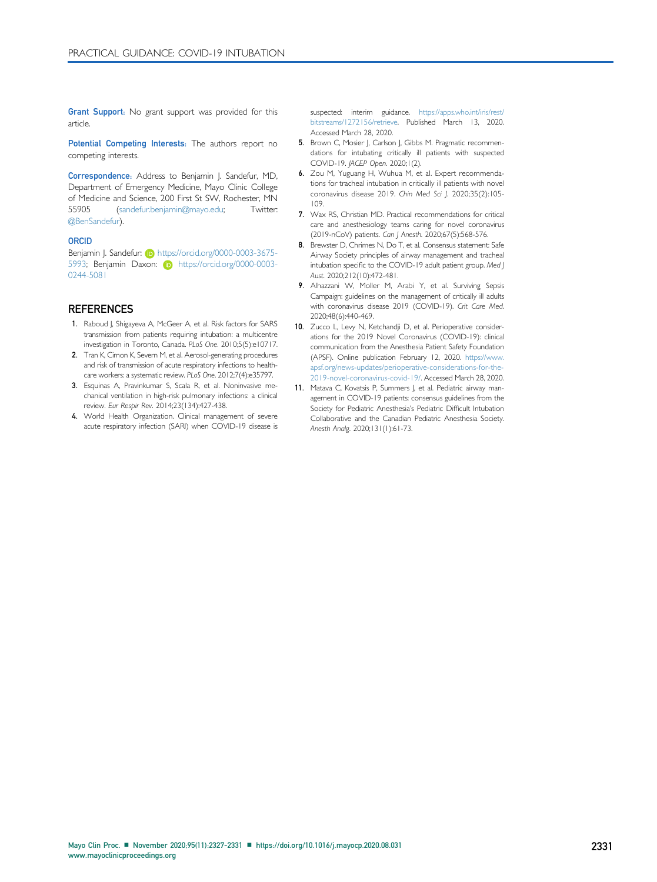**Grant Support:** No grant support was provided for this article.

**Potential Competing Interests:** The authors report no competing interests.

**Correspondence:** Address to Benjamin J. Sandefur, MD, Department of Emergency Medicine, Mayo Clinic College of Medicine and Science, 200 First St SW, Rochester, MN 55905 (sandefur.benjamin@mayo.edu; Twitter: @BenSandefur).

**ORCID**

Benjamin J. Sandefur: https://orcid.org/0000-0003-3675-5993; Benjamin Daxon: https://orcid.org/0000-0003-0244-5081

## REFERENCES

1. Raboud J, Shigayeva A, McGeer A, et al. Risk factors for SARS transmission from patients requiring intubation: a multicentre investigation in Toronto, Canada. *PLoS One*. 2010;5(5):e10717.
2. Tran K, Cimon K, Severn M, et al. Aerosol-generating procedures and risk of transmission of acute respiratory infections to health-care workers: a systematic review. *PLoS One*. 2012;7(4):e35797.
3. Esquinas A, Pravinkumar S, Scala R, et al. Noninvasive mechanical ventilation in high-risk pulmonary infections: a clinical review. *Eur Respir Rev*. 2014;23(134):427-438.
4. World Health Organization. Clinical management of severe acute respiratory infection (SARI) when COVID-19 disease is suspected: interim guidance. https://apps.who.int/iris/rest/bitstreams/1272156/retrieve. Published March 13, 2020. Accessed March 28, 2020.
5. Brown C, Mosier J, Carlson J, Gibbs M. Pragmatic recommendations for intubating critically ill patients with suspected COVID-19. *JACEP Open*. 2020;1(2).
6. Zou M, Yuguang H, Wuhua M, et al. Expert recommendations for tracheal intubation in critically ill patients with novel coronavirus disease 2019. *Chin Med Sci J*. 2020;35(2):105-109.
7. Wax RS, Christian MD. Practical recommendations for critical care and anesthesiology teams caring for novel coronavirus (2019-nCoV) patients. *Can J Anesth*. 2020;67(5):568-576.
8. Brewster D, Chrimes N, Do T, et al. Consensus statement: Safe Airway Society principles of airway management and tracheal intubation specific to the COVID-19 adult patient group. *Med J Aust*. 2020;212(10):472-481.
9. Alhazzani W, Moller M, Arabi Y, et al. Surviving Sepsis Campaign: guidelines on the management of critically ill adults with coronavirus disease 2019 (COVID-19). *Crit Care Med*. 2020;48(6):440-469.
10. Zucco L, Levy N, Ketchandji D, et al. Perioperative considerations for the 2019 Novel Coronavirus (COVID-19): clinical communication from the Anesthesia Patient Safety Foundation (APSF). Online publication February 12, 2020. https://www.apsf.org/news-updates/perioperative-considerations-for-the-2019-novel-coronavirus-covid-19/. Accessed March 28, 2020.
11. Matava C, Kovatsis P, Summers J, et al. Pediatric airway management in COVID-19 patients: consensus guidelines from the Society for Pediatric Anesthesia's Pediatric Difficult Intubation Collaborative and the Canadian Pediatric Anesthesia Society. *Anesth Analg*. 2020;131(1):61-73.